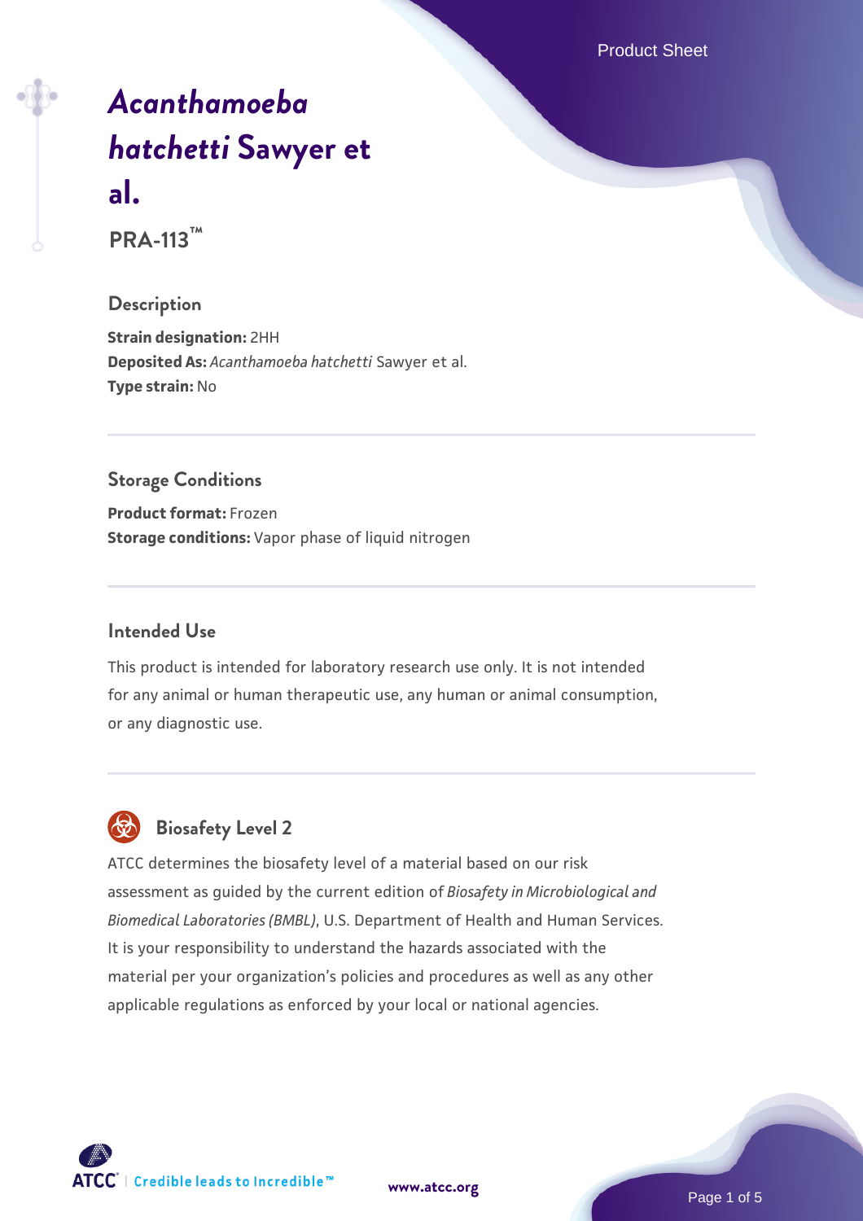# *Acanthamoeba hatchetti* Sawyer et al.

**PRA-113™**

## Description

**Strain designation:** 2HH
**Deposited As:** *Acanthamoeba hatchetti* Sawyer et al.
**Type strain:** No

## Storage Conditions

**Product format:** Frozen
**Storage conditions:** Vapor phase of liquid nitrogen

## Intended Use

This product is intended for laboratory research use only. It is not intended for any animal or human therapeutic use, any human or animal consumption, or any diagnostic use.

## Biosafety Level 2

ATCC determines the biosafety level of a material based on our risk assessment as guided by the current edition of *Biosafety in Microbiological and Biomedical Laboratories (BMBL)*, U.S. Department of Health and Human Services. It is your responsibility to understand the hazards associated with the material per your organization's policies and procedures as well as any other applicable regulations as enforced by your local or national agencies.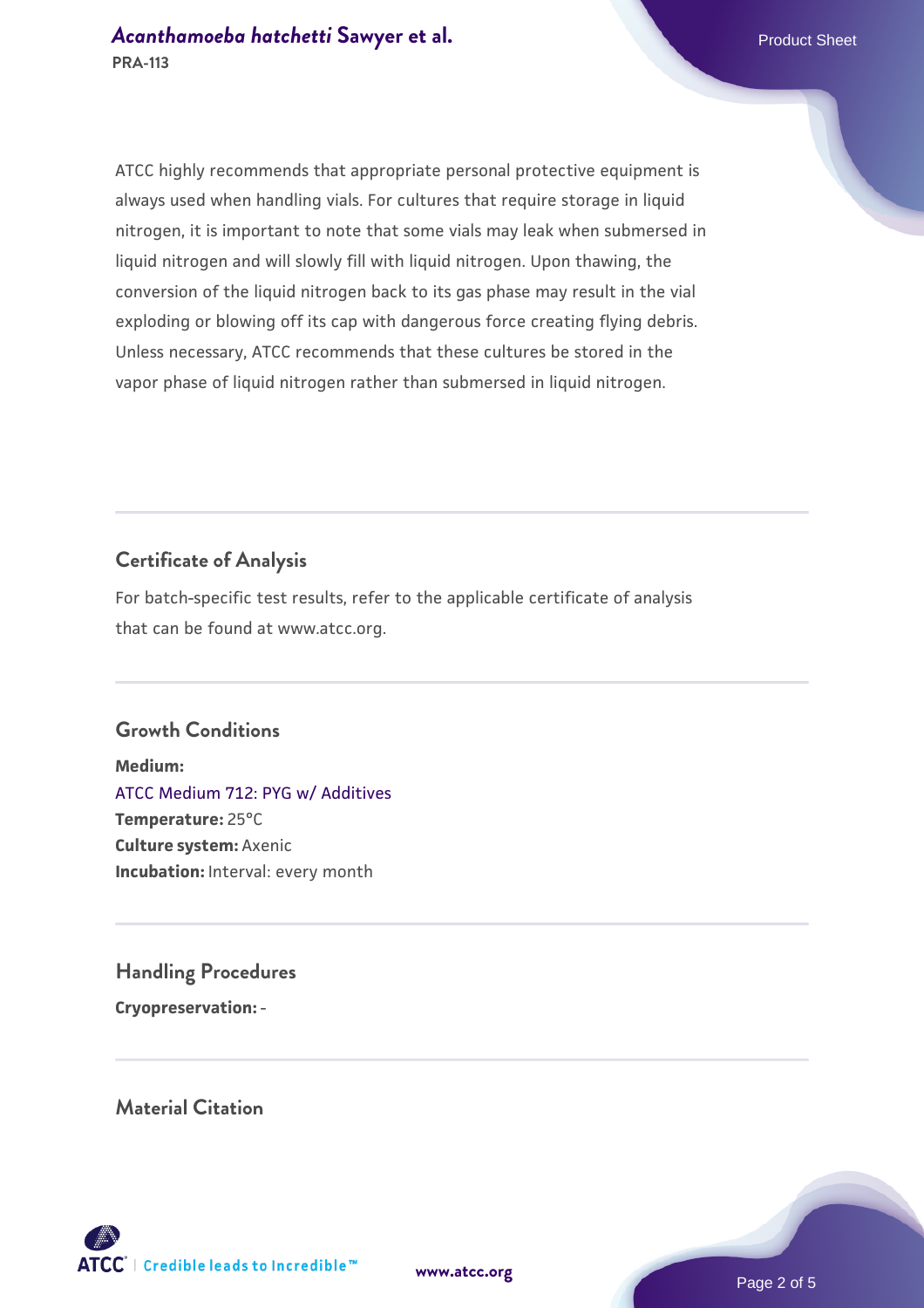ATCC highly recommends that appropriate personal protective equipment is always used when handling vials. For cultures that require storage in liquid nitrogen, it is important to note that some vials may leak when submersed in liquid nitrogen and will slowly fill with liquid nitrogen. Upon thawing, the conversion of the liquid nitrogen back to its gas phase may result in the vial exploding or blowing off its cap with dangerous force creating flying debris. Unless necessary, ATCC recommends that these cultures be stored in the vapor phase of liquid nitrogen rather than submersed in liquid nitrogen.

## Certificate of Analysis

For batch-specific test results, refer to the applicable certificate of analysis that can be found at www.atcc.org.

## Growth Conditions

**Medium:**
ATCC Medium 712: PYG w/ Additives
**Temperature:** 25°C
**Culture system:** Axenic
**Incubation:** Interval: every month

## Handling Procedures

**Cryopreservation:** -

## Material Citation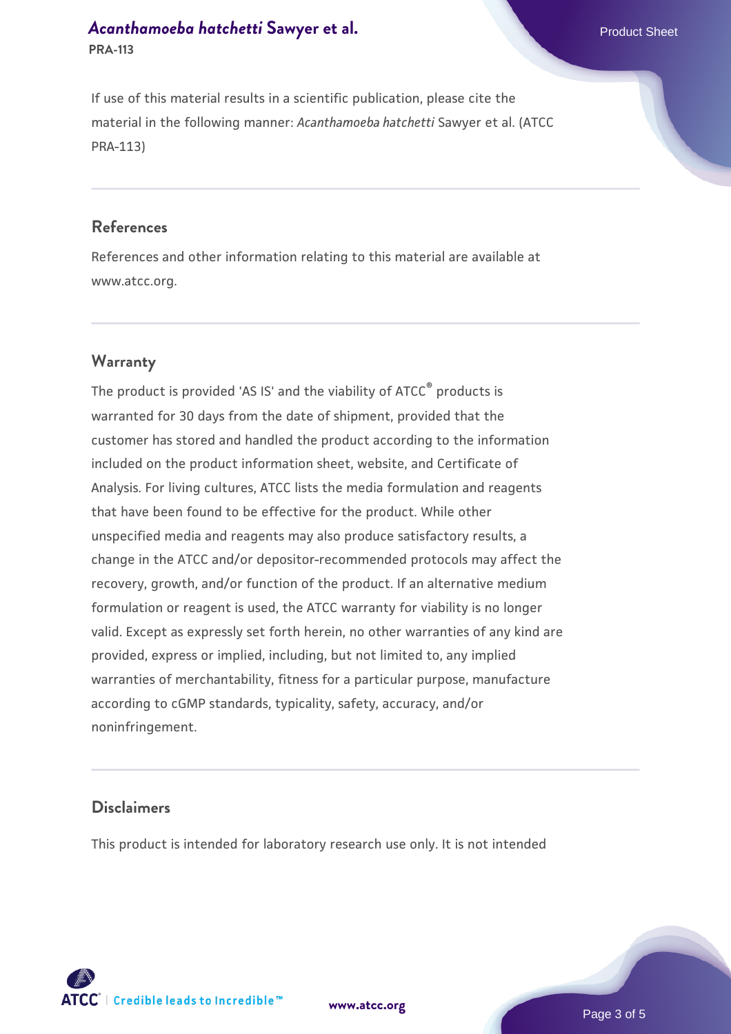If use of this material results in a scientific publication, please cite the material in the following manner: *Acanthamoeba hatchetti* Sawyer et al. (ATCC PRA-113)

## References

References and other information relating to this material are available at www.atcc.org.

## Warranty

The product is provided 'AS IS' and the viability of ATCC® products is warranted for 30 days from the date of shipment, provided that the customer has stored and handled the product according to the information included on the product information sheet, website, and Certificate of Analysis. For living cultures, ATCC lists the media formulation and reagents that have been found to be effective for the product. While other unspecified media and reagents may also produce satisfactory results, a change in the ATCC and/or depositor-recommended protocols may affect the recovery, growth, and/or function of the product. If an alternative medium formulation or reagent is used, the ATCC warranty for viability is no longer valid. Except as expressly set forth herein, no other warranties of any kind are provided, express or implied, including, but not limited to, any implied warranties of merchantability, fitness for a particular purpose, manufacture according to cGMP standards, typicality, safety, accuracy, and/or noninfringement.

## Disclaimers

This product is intended for laboratory research use only. It is not intended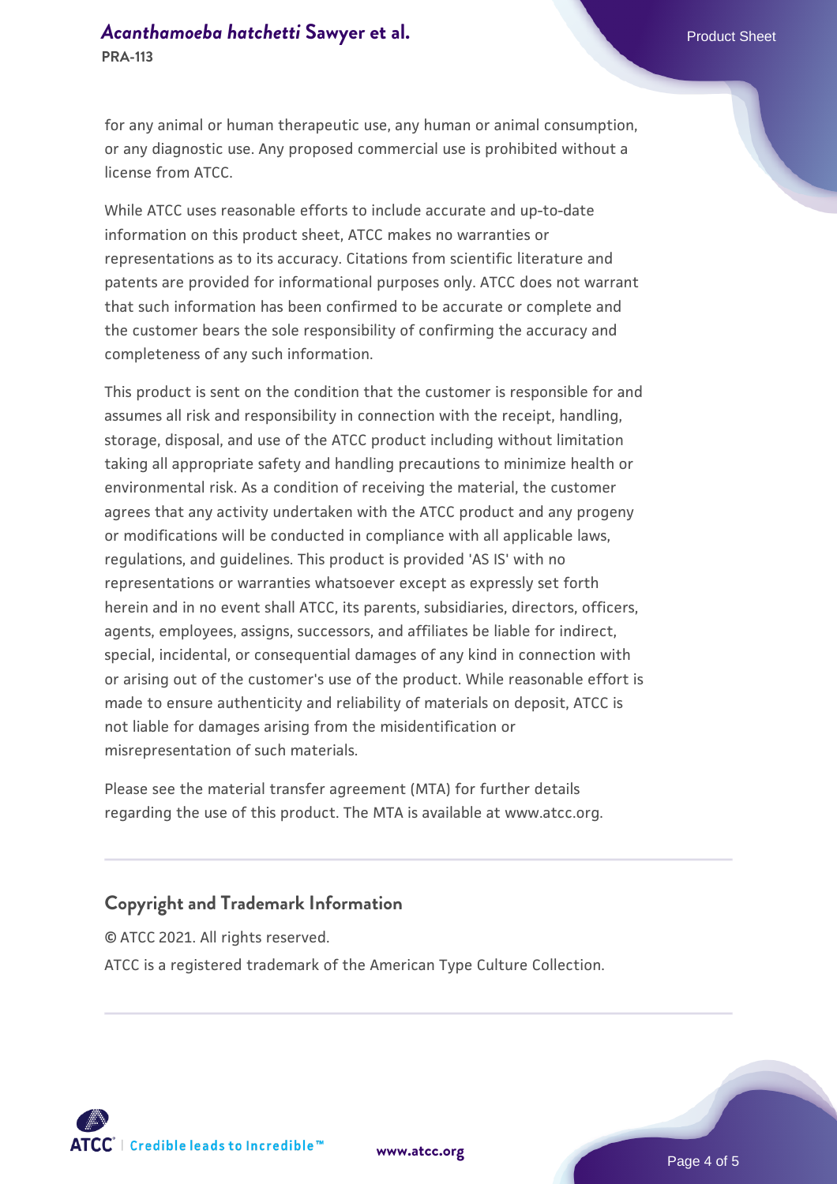for any animal or human therapeutic use, any human or animal consumption, or any diagnostic use. Any proposed commercial use is prohibited without a license from ATCC.

While ATCC uses reasonable efforts to include accurate and up-to-date information on this product sheet, ATCC makes no warranties or representations as to its accuracy. Citations from scientific literature and patents are provided for informational purposes only. ATCC does not warrant that such information has been confirmed to be accurate or complete and the customer bears the sole responsibility of confirming the accuracy and completeness of any such information.

This product is sent on the condition that the customer is responsible for and assumes all risk and responsibility in connection with the receipt, handling, storage, disposal, and use of the ATCC product including without limitation taking all appropriate safety and handling precautions to minimize health or environmental risk. As a condition of receiving the material, the customer agrees that any activity undertaken with the ATCC product and any progeny or modifications will be conducted in compliance with all applicable laws, regulations, and guidelines. This product is provided 'AS IS' with no representations or warranties whatsoever except as expressly set forth herein and in no event shall ATCC, its parents, subsidiaries, directors, officers, agents, employees, assigns, successors, and affiliates be liable for indirect, special, incidental, or consequential damages of any kind in connection with or arising out of the customer's use of the product. While reasonable effort is made to ensure authenticity and reliability of materials on deposit, ATCC is not liable for damages arising from the misidentification or misrepresentation of such materials.

Please see the material transfer agreement (MTA) for further details regarding the use of this product. The MTA is available at www.atcc.org.

## Copyright and Trademark Information

© ATCC 2021. All rights reserved.

ATCC is a registered trademark of the American Type Culture Collection.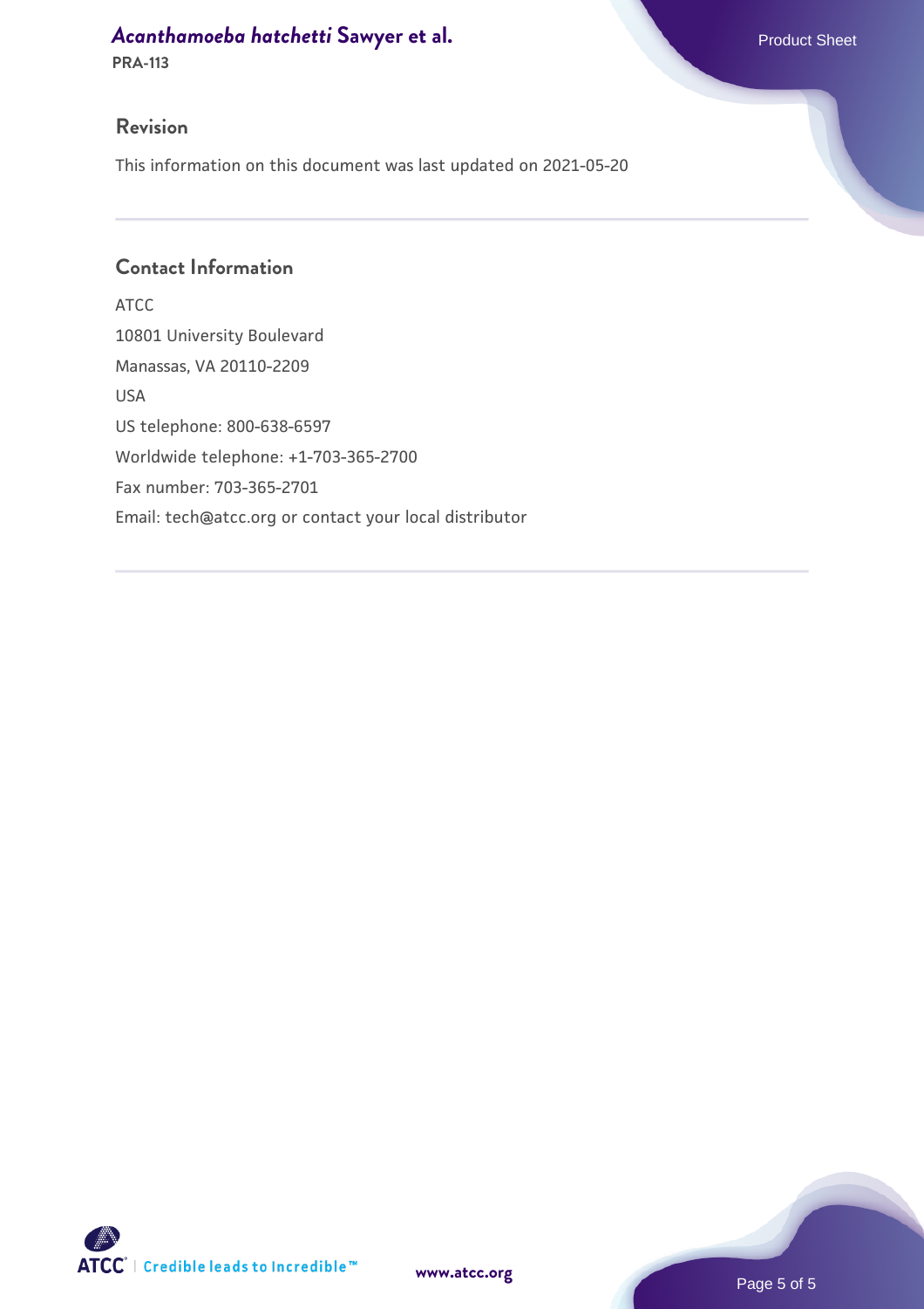## Revision

This information on this document was last updated on 2021-05-20

## Contact Information

ATCC
10801 University Boulevard
Manassas, VA 20110-2209
USA
US telephone: 800-638-6597
Worldwide telephone: +1-703-365-2700
Fax number: 703-365-2701
Email: tech@atcc.org or contact your local distributor